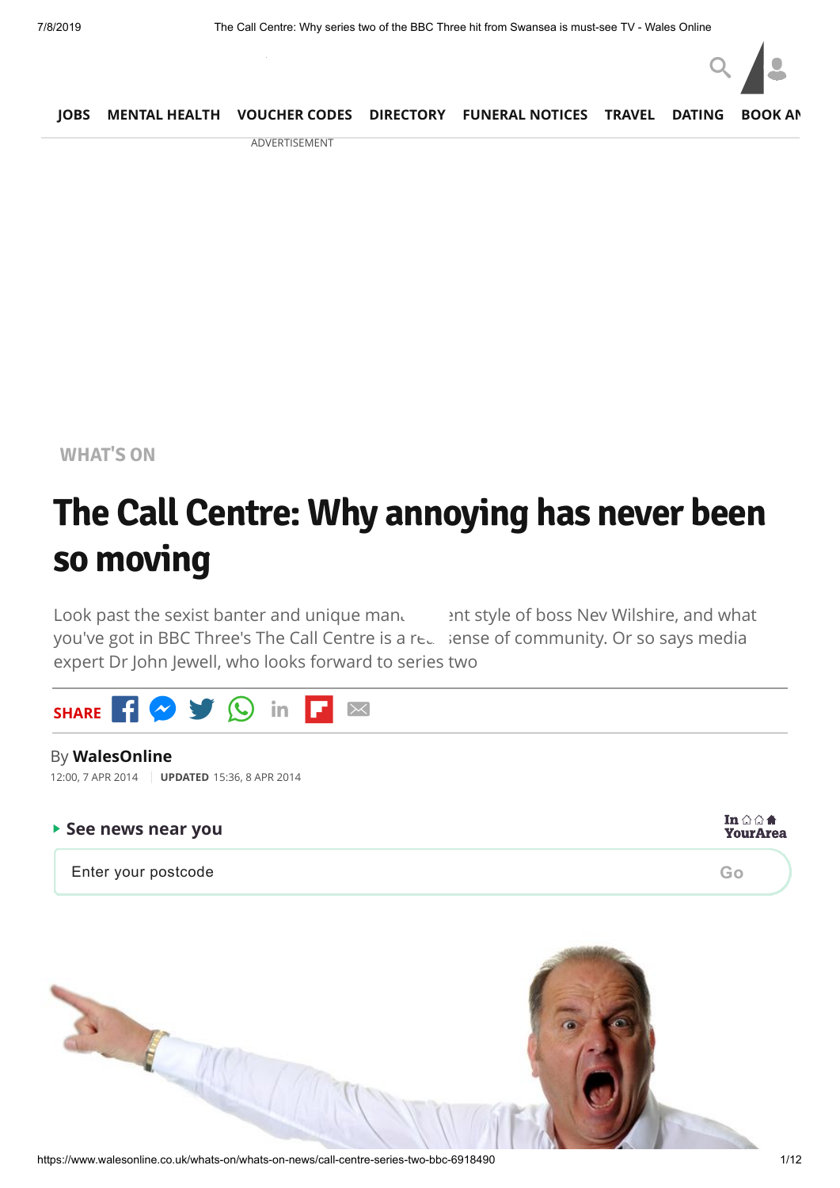JOBS MENTAL HEALTH VOUCHER CODES DIRECTORY FUNERAL NOTICES TRAVEL DATING BOOK AN

ADVERTISEMENT

WHAT'S ON

# The Call Centre: Why annoying has never been so moving

Look past the sexist banter and unique manɩ ent style of boss Nev Wilshire, and what you've got in BBC Three's The Call Centre is a re. sense of community. Or so says media expert Dr John Jewell, who looks forward to series two

SHARE

By **WalesOnline**

12:00, 7 APR 2014 | **UPDATED** 15:36, 8 APR 2014

**See news near you**

In YourArea

Enter your postcode

Go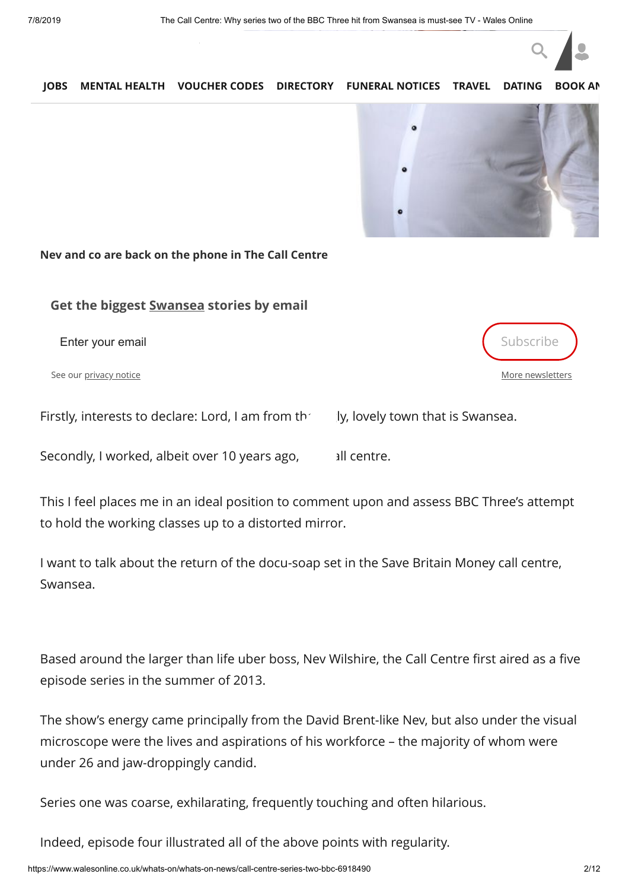JOBS MENTAL HEALTH VOUCHER CODES DIRECTORY FUNERAL NOTICES TRAVEL DATING BOOK AN

Nev and co are back on the phone in The Call Centre

**Get the biggest Swansea stories by email**

Enter your email

Subscribe

See our privacy notice

More newsletters

Firstly, interests to declare: Lord, I am from th ly, lovely town that is Swansea.

Secondly, I worked, albeit over 10 years ago, ıll centre.

This I feel places me in an ideal position to comment upon and assess BBC Three's attempt to hold the working classes up to a distorted mirror.

I want to talk about the return of the docu-soap set in the Save Britain Money call centre, Swansea.

Based around the larger than life uber boss, Nev Wilshire, the Call Centre first aired as a five episode series in the summer of 2013.

The show's energy came principally from the David Brent-like Nev, but also under the visual microscope were the lives and aspirations of his workforce – the majority of whom were under 26 and jaw-droppingly candid.

Series one was coarse, exhilarating, frequently touching and often hilarious.

Indeed, episode four illustrated all of the above points with regularity.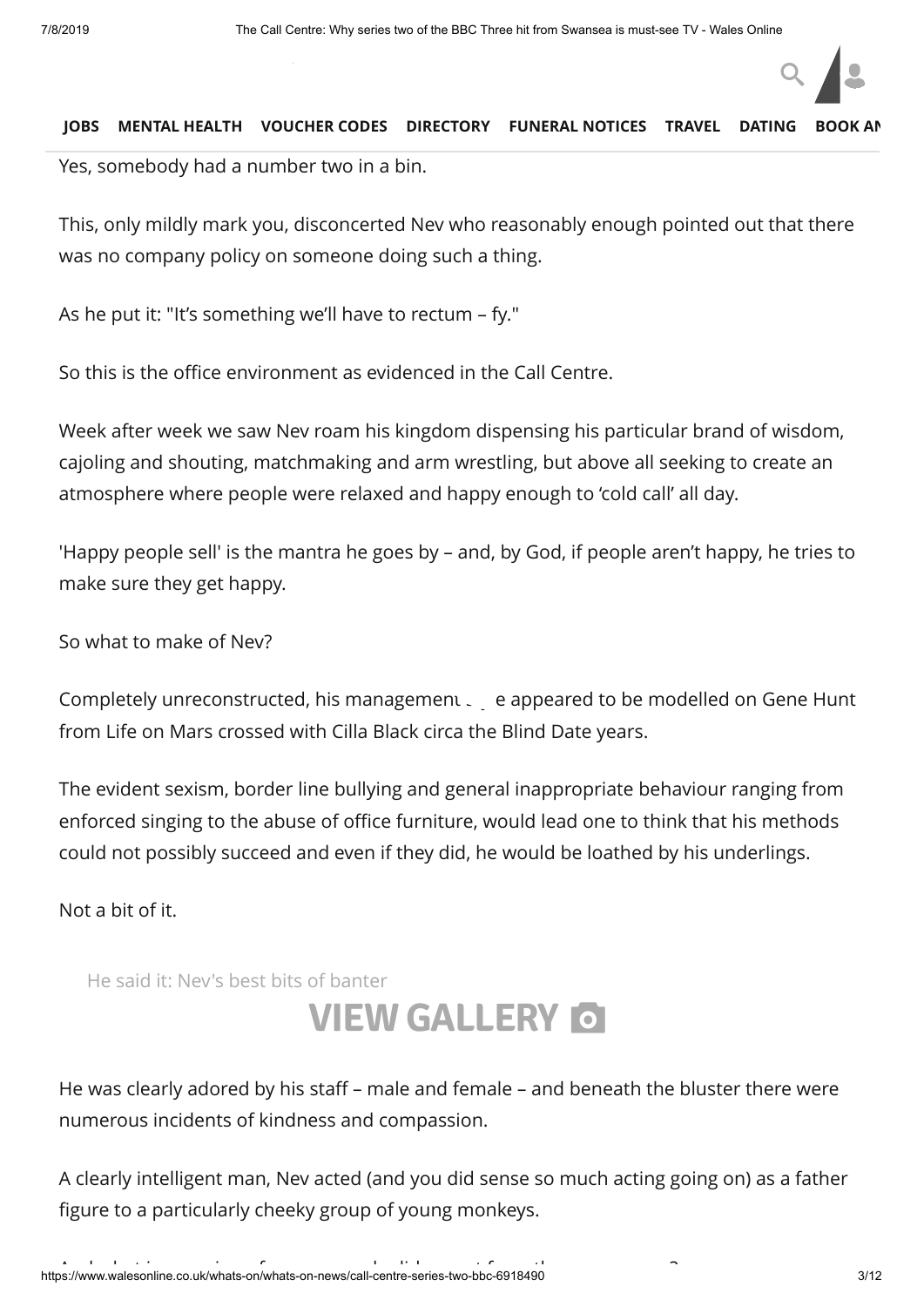Yes, somebody had a number two in a bin.

This, only mildly mark you, disconcerted Nev who reasonably enough pointed out that there was no company policy on someone doing such a thing.

As he put it: "It's something we'll have to rectum – fy."

So this is the office environment as evidenced in the Call Centre.

Week after week we saw Nev roam his kingdom dispensing his particular brand of wisdom, cajoling and shouting, matchmaking and arm wrestling, but above all seeking to create an atmosphere where people were relaxed and happy enough to 'cold call' all day.

'Happy people sell' is the mantra he goes by – and, by God, if people aren't happy, he tries to make sure they get happy.

So what to make of Nev?

Completely unreconstructed, his management style appeared to be modelled on Gene Hunt from Life on Mars crossed with Cilla Black circa the Blind Date years.

The evident sexism, border line bullying and general inappropriate behaviour ranging from enforced singing to the abuse of office furniture, would lead one to think that his methods could not possibly succeed and even if they did, he would be loathed by his underlings.

Not a bit of it.

He said it: Nev's best bits of banter

**VIEW GALLERY**

He was clearly adored by his staff – male and female – and beneath the bluster there were numerous incidents of kindness and compassion.

A clearly intelligent man, Nev acted (and you did sense so much acting going on) as a father figure to a particularly cheeky group of young monkeys.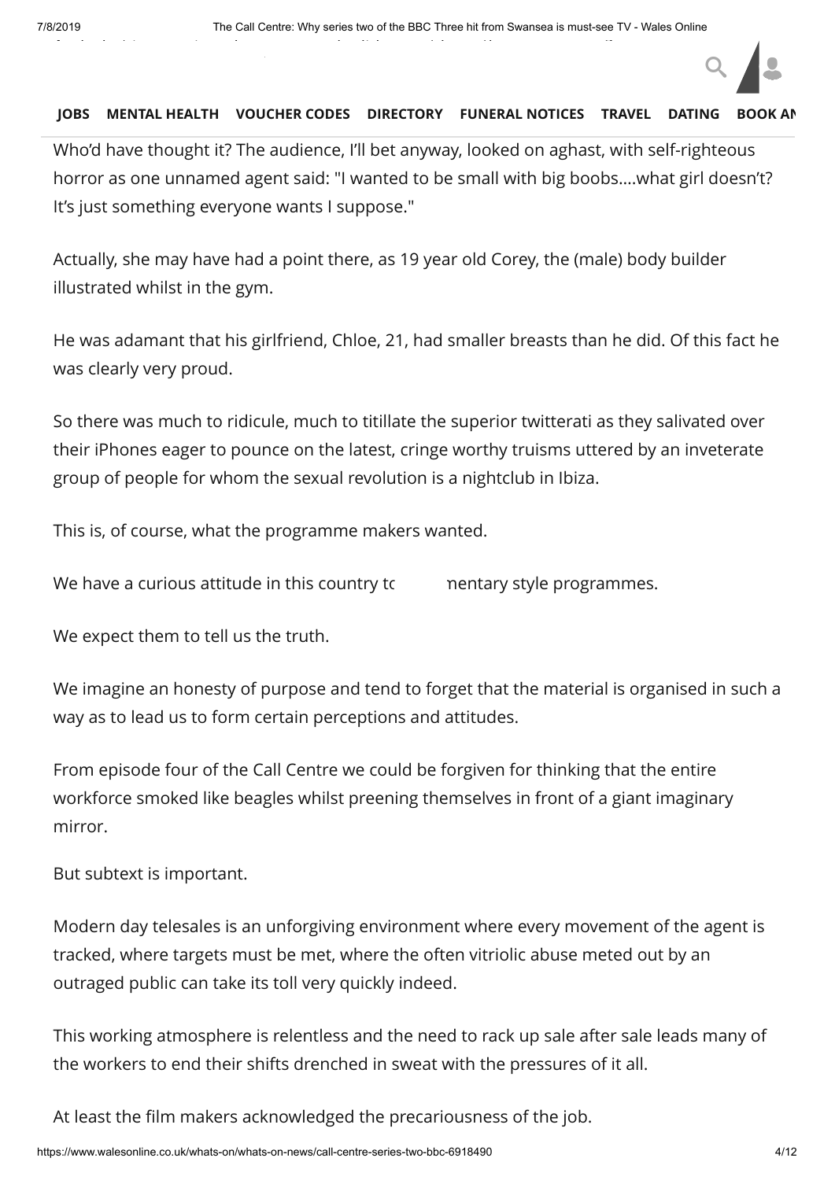Who'd have thought it? The audience, I'll bet anyway, looked on aghast, with self-righteous horror as one unnamed agent said: "I wanted to be small with big boobs....what girl doesn't? It's just something everyone wants I suppose."

Actually, she may have had a point there, as 19 year old Corey, the (male) body builder illustrated whilst in the gym.

He was adamant that his girlfriend, Chloe, 21, had smaller breasts than he did. Of this fact he was clearly very proud.

So there was much to ridicule, much to titillate the superior twitterati as they salivated over their iPhones eager to pounce on the latest, cringe worthy truisms uttered by an inveterate group of people for whom the sexual revolution is a nightclub in Ibiza.

This is, of course, what the programme makers wanted.

We have a curious attitude in this country to mentary style programmes.

We expect them to tell us the truth.

We imagine an honesty of purpose and tend to forget that the material is organised in such a way as to lead us to form certain perceptions and attitudes.

From episode four of the Call Centre we could be forgiven for thinking that the entire workforce smoked like beagles whilst preening themselves in front of a giant imaginary mirror.

But subtext is important.

Modern day telesales is an unforgiving environment where every movement of the agent is tracked, where targets must be met, where the often vitriolic abuse meted out by an outraged public can take its toll very quickly indeed.

This working atmosphere is relentless and the need to rack up sale after sale leads many of the workers to end their shifts drenched in sweat with the pressures of it all.

At least the film makers acknowledged the precariousness of the job.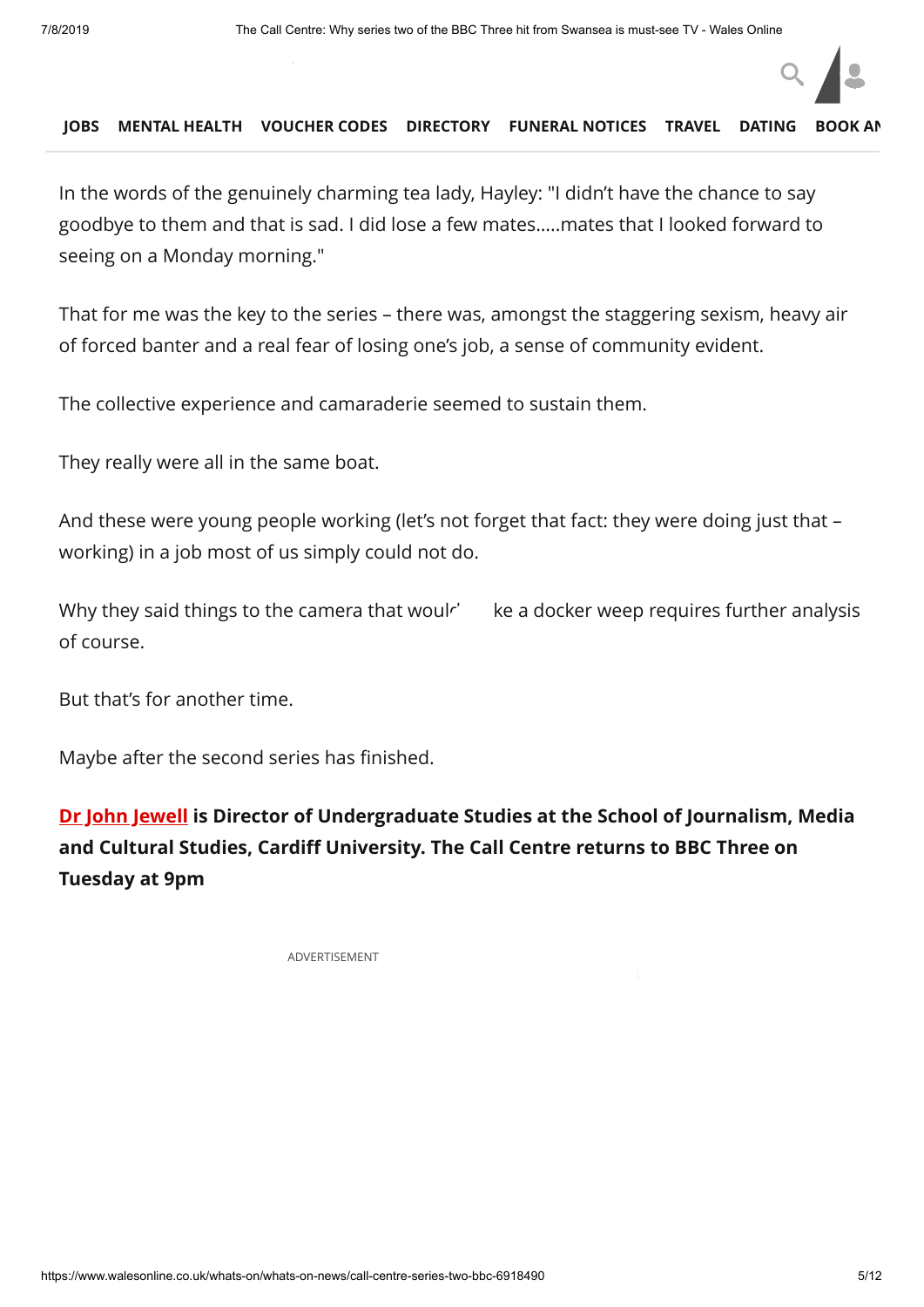In the words of the genuinely charming tea lady, Hayley: "I didn't have the chance to say goodbye to them and that is sad. I did lose a few mates.....mates that I looked forward to seeing on a Monday morning."

That for me was the key to the series – there was, amongst the staggering sexism, heavy air of forced banter and a real fear of losing one's job, a sense of community evident.

The collective experience and camaraderie seemed to sustain them.

They really were all in the same boat.

And these were young people working (let's not forget that fact: they were doing just that – working) in a job most of us simply could not do.

Why they said things to the camera that would make a docker weep requires further analysis of course.

But that's for another time.

Maybe after the second series has finished.

**Dr John Jewell is Director of Undergraduate Studies at the School of Journalism, Media and Cultural Studies, Cardiff University. The Call Centre returns to BBC Three on Tuesday at 9pm**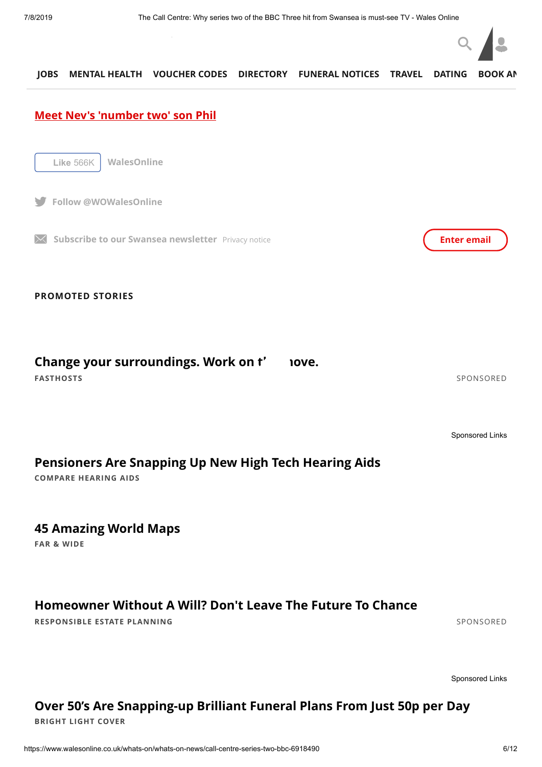JOBS MENTAL HEALTH VOUCHER CODES DIRECTORY FUNERAL NOTICES TRAVEL DATING BOOK AN

[Meet Nev's 'number two' son Phil]

Like 566K WalesOnline

Follow @WOWalesOnline

Subscribe to our Swansea newsletter Privacy notice

Enter email

**PROMOTED STORIES**

**Change your surroundings. Work on t' ıove.**

FASTHOSTS

SPONSORED

Sponsored Links

**Pensioners Are Snapping Up New High Tech Hearing Aids**

COMPARE HEARING AIDS

**45 Amazing World Maps**

FAR & WIDE

**Homeowner Without A Will? Don't Leave The Future To Chance**

RESPONSIBLE ESTATE PLANNING

SPONSORED

Sponsored Links

**Over 50's Are Snapping-up Brilliant Funeral Plans From Just 50p per Day**

BRIGHT LIGHT COVER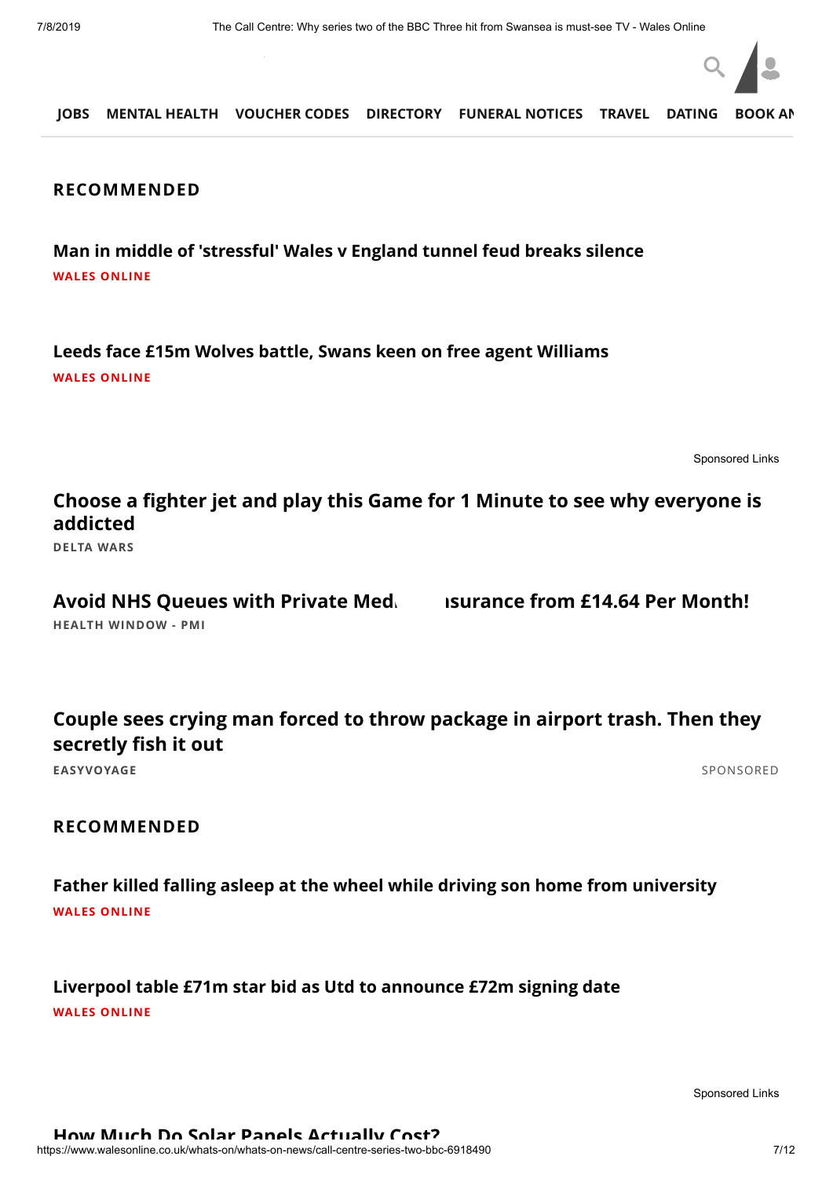JOBS MENTAL HEALTH VOUCHER CODES DIRECTORY FUNERAL NOTICES TRAVEL DATING BOOK AN

## RECOMMENDED

**Man in middle of 'stressful' Wales v England tunnel feud breaks silence**
WALES ONLINE

**Leeds face £15m Wolves battle, Swans keen on free agent Williams**
WALES ONLINE

Sponsored Links

**Choose a fighter jet and play this Game for 1 Minute to see why everyone is addicted**
DELTA WARS

**Avoid NHS Queues with Private Med... ısurance from £14.64 Per Month!**
HEALTH WINDOW - PMI

**Couple sees crying man forced to throw package in airport trash. Then they secretly fish it out**
EASYVOYAGE SPONSORED

## RECOMMENDED

**Father killed falling asleep at the wheel while driving son home from university**
WALES ONLINE

**Liverpool table £71m star bid as Utd to announce £72m signing date**
WALES ONLINE

Sponsored Links

**How Much Do Solar Panels Actually Cost?**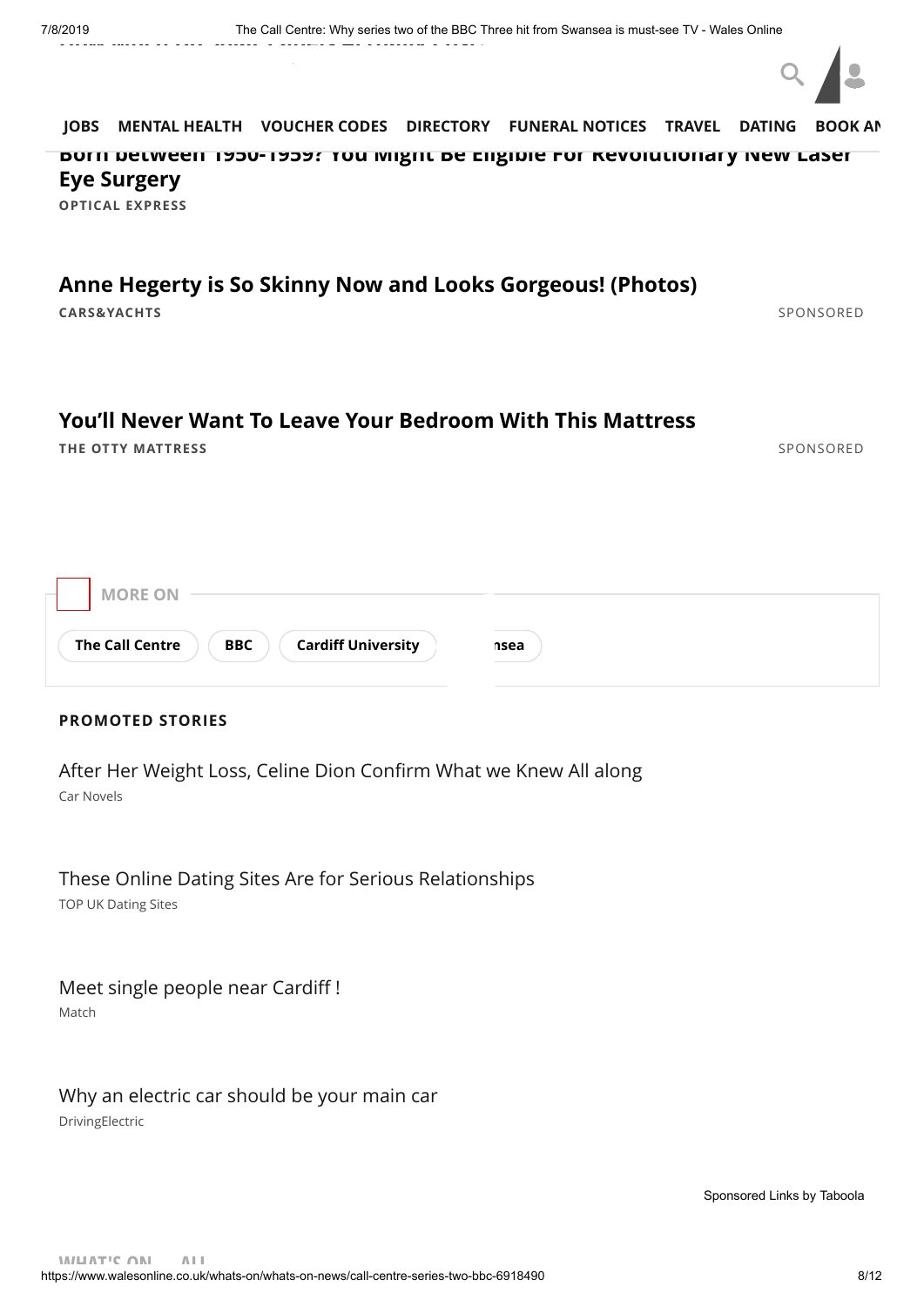JOBS MENTAL HEALTH VOUCHER CODES DIRECTORY FUNERAL NOTICES TRAVEL DATING BOOK AN

**Born between 1950-1959? You Might Be Eligible For Revolutionary New Laser Eye Surgery**

OPTICAL EXPRESS

**Anne Hegerty is So Skinny Now and Looks Gorgeous! (Photos)**

CARS&YACHTS SPONSORED

**You'll Never Want To Leave Your Bedroom With This Mattress**

THE OTTY MATTRESS SPONSORED

MORE ON

The Call Centre | BBC | Cardiff University | nsea

**PROMOTED STORIES**

After Her Weight Loss, Celine Dion Confirm What we Knew All along

Car Novels

These Online Dating Sites Are for Serious Relationships

TOP UK Dating Sites

Meet single people near Cardiff !

Match

Why an electric car should be your main car

DrivingElectric

Sponsored Links by Taboola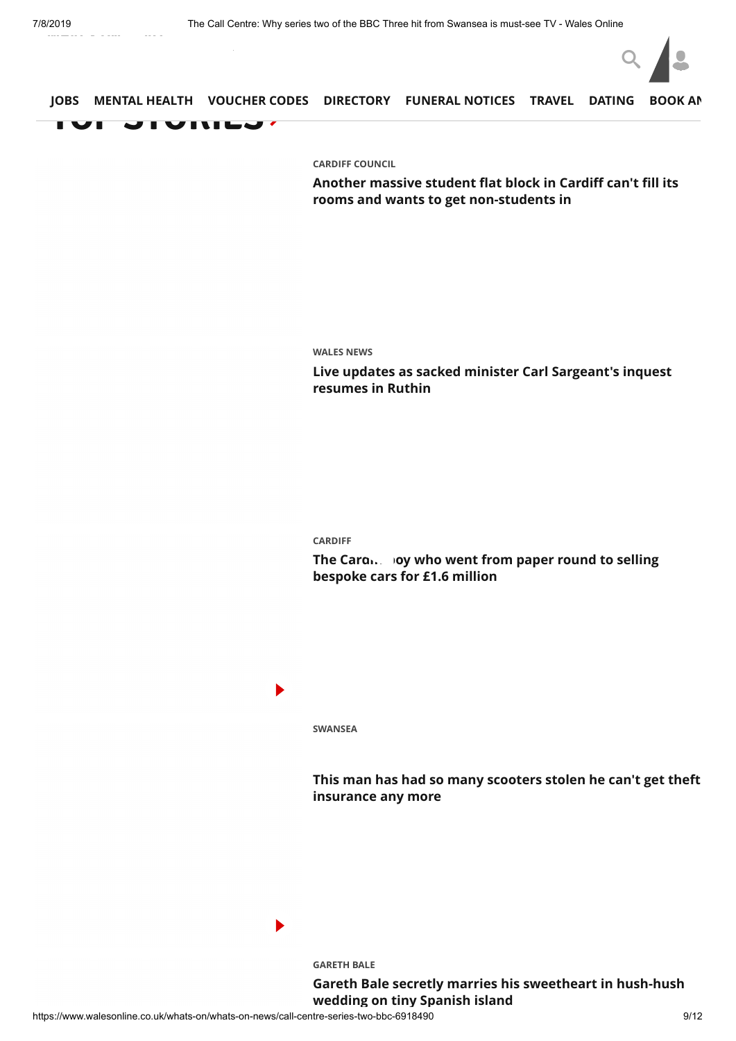JOBS MENTAL HEALTH VOUCHER CODES DIRECTORY FUNERAL NOTICES TRAVEL DATING BOOK AN

## TOP STORIES

CARDIFF COUNCIL

**Another massive student flat block in Cardiff can't fill its rooms and wants to get non-students in**

WALES NEWS

**Live updates as sacked minister Carl Sargeant's inquest resumes in Ruthin**

CARDIFF

**The Cardiff boy who went from paper round to selling bespoke cars for £1.6 million**

SWANSEA

**This man has had so many scooters stolen he can't get theft insurance any more**

GARETH BALE

**Gareth Bale secretly marries his sweetheart in hush-hush wedding on tiny Spanish island**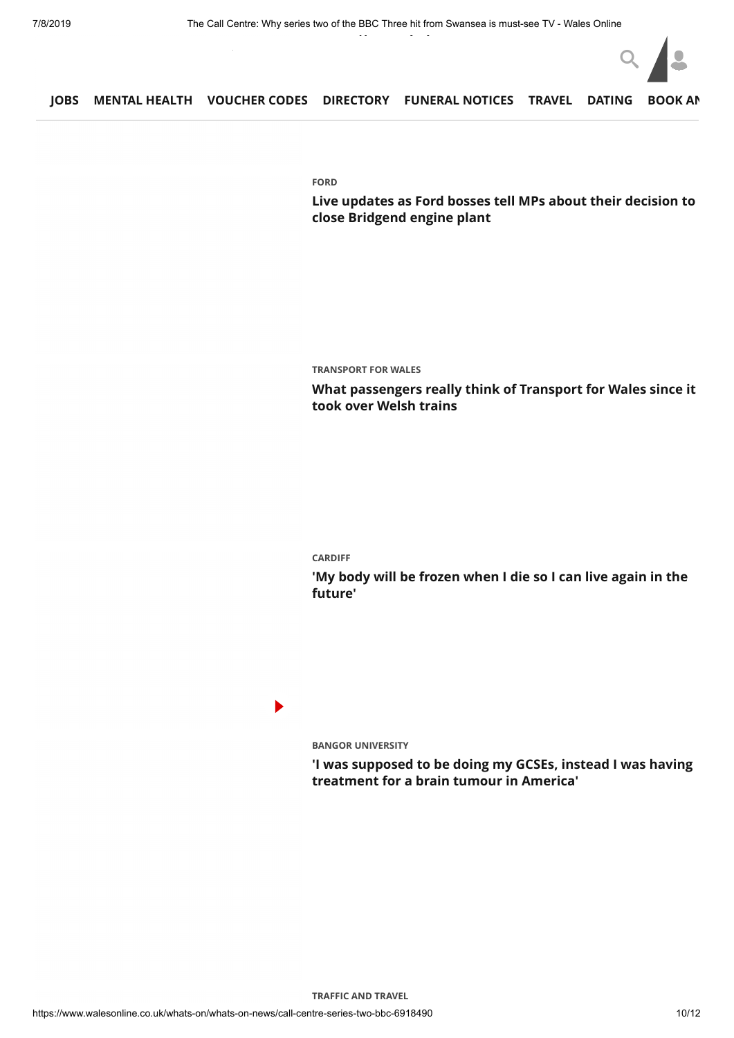JOBS MENTAL HEALTH VOUCHER CODES DIRECTORY FUNERAL NOTICES TRAVEL DATING BOOK AN

**FORD**

**Live updates as Ford bosses tell MPs about their decision to close Bridgend engine plant**

**TRANSPORT FOR WALES**

**What passengers really think of Transport for Wales since it took over Welsh trains**

**CARDIFF**

**'My body will be frozen when I die so I can live again in the future'**

**BANGOR UNIVERSITY**

**'I was supposed to be doing my GCSEs, instead I was having treatment for a brain tumour in America'**

**TRAFFIC AND TRAVEL**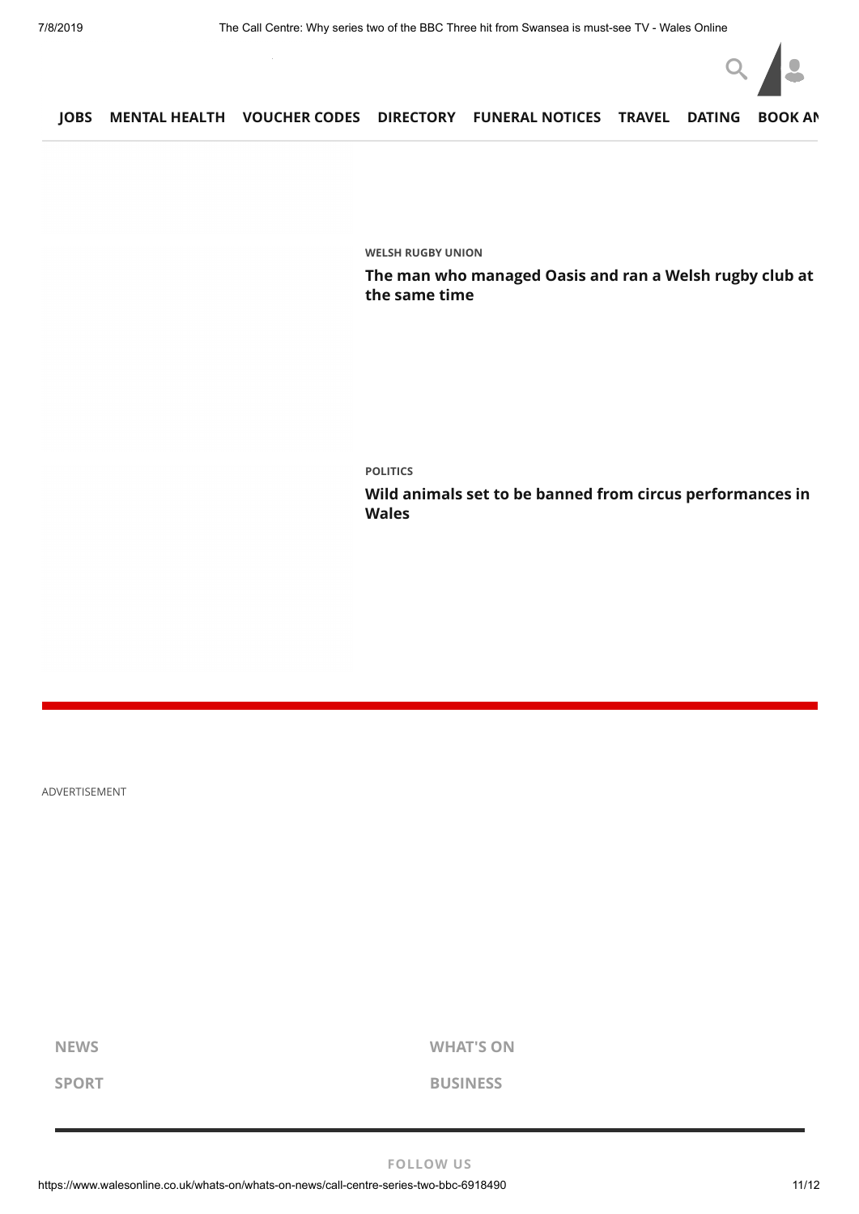JOBS MENTAL HEALTH VOUCHER CODES DIRECTORY FUNERAL NOTICES TRAVEL DATING BOOK AN

WELSH RUGBY UNION

**The man who managed Oasis and ran a Welsh rugby club at the same time**

POLITICS

**Wild animals set to be banned from circus performances in Wales**

ADVERTISEMENT

NEWS

WHAT'S ON

SPORT

BUSINESS

FOLLOW US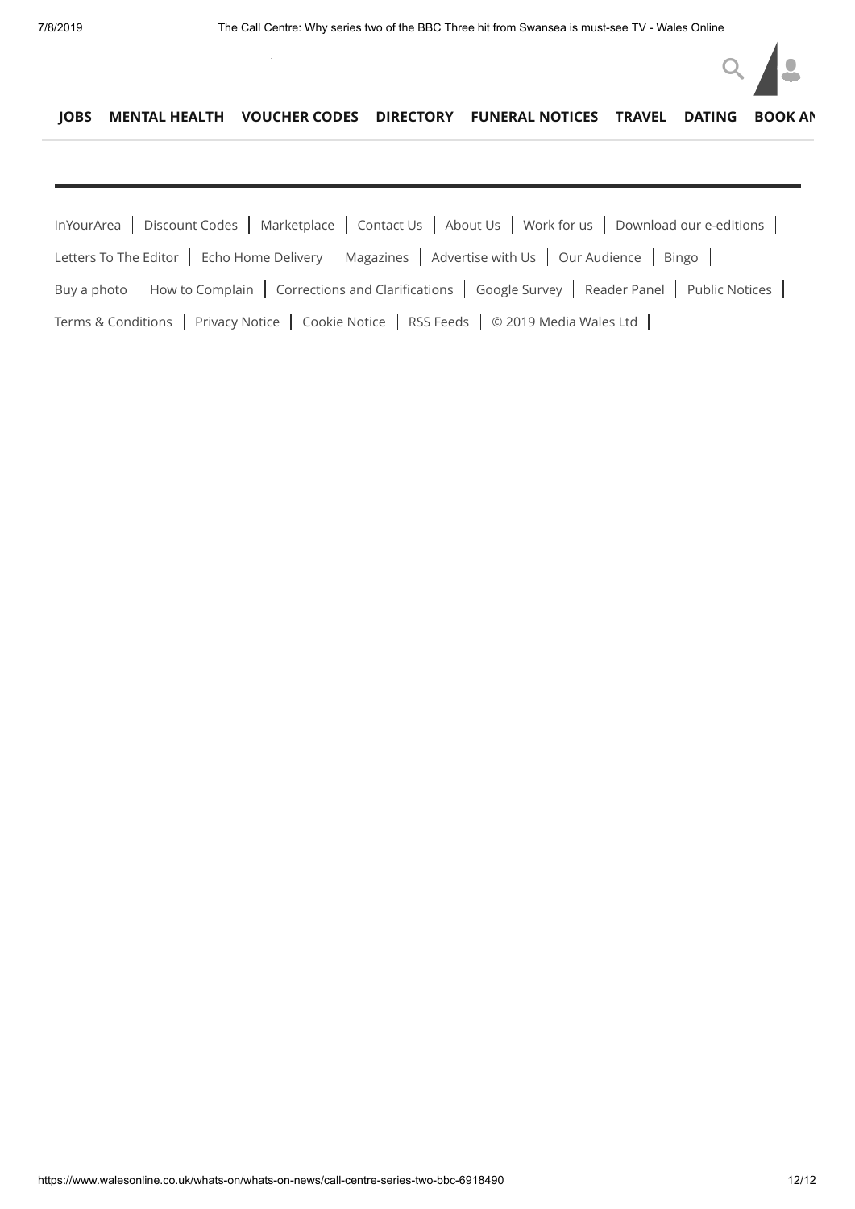**JOBS** **MENTAL HEALTH** **VOUCHER CODES** **DIRECTORY** **FUNERAL NOTICES** **TRAVEL** **DATING** **BOOK AN**

InYourArea | Discount Codes | Marketplace | Contact Us | About Us | Work for us | Download our e-editions |

Letters To The Editor | Echo Home Delivery | Magazines | Advertise with Us | Our Audience | Bingo |

Buy a photo | How to Complain | Corrections and Clarifications | Google Survey | Reader Panel | Public Notices |

Terms & Conditions | Privacy Notice | Cookie Notice | RSS Feeds | © 2019 Media Wales Ltd |